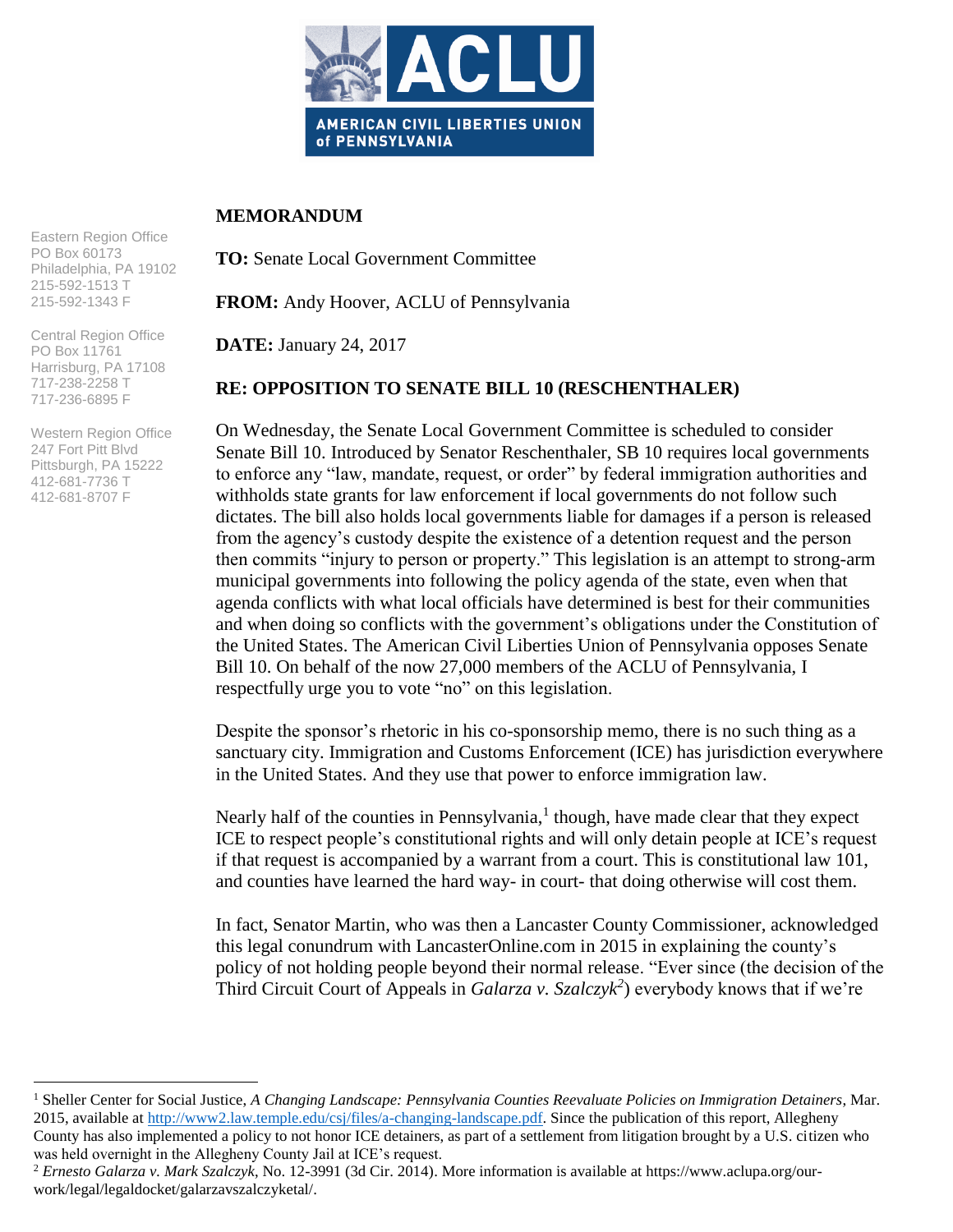AMERICAN CIVIL LIBERTIES UNION of PENNSYLVANIA

Eastern Region Office
PO Box 60173
Philadelphia, PA 19102
215-592-1513 T
215-592-1343 F

Central Region Office
PO Box 11761
Harrisburg, PA 17108
717-238-2258 T
717-236-6895 F

Western Region Office
247 Fort Pitt Blvd
Pittsburgh, PA 15222
412-681-7736 T
412-681-8707 F

**MEMORANDUM**

**TO:** Senate Local Government Committee

**FROM:** Andy Hoover, ACLU of Pennsylvania

**DATE:** January 24, 2017

**RE: OPPOSITION TO SENATE BILL 10 (RESCHENTHALER)**

On Wednesday, the Senate Local Government Committee is scheduled to consider Senate Bill 10. Introduced by Senator Reschenthaler, SB 10 requires local governments to enforce any "law, mandate, request, or order" by federal immigration authorities and withholds state grants for law enforcement if local governments do not follow such dictates. The bill also holds local governments liable for damages if a person is released from the agency's custody despite the existence of a detention request and the person then commits "injury to person or property." This legislation is an attempt to strong-arm municipal governments into following the policy agenda of the state, even when that agenda conflicts with what local officials have determined is best for their communities and when doing so conflicts with the government's obligations under the Constitution of the United States. The American Civil Liberties Union of Pennsylvania opposes Senate Bill 10. On behalf of the now 27,000 members of the ACLU of Pennsylvania, I respectfully urge you to vote "no" on this legislation.

Despite the sponsor's rhetoric in his co-sponsorship memo, there is no such thing as a sanctuary city. Immigration and Customs Enforcement (ICE) has jurisdiction everywhere in the United States. And they use that power to enforce immigration law.

Nearly half of the counties in Pennsylvania,[1] though, have made clear that they expect ICE to respect people's constitutional rights and will only detain people at ICE's request if that request is accompanied by a warrant from a court. This is constitutional law 101, and counties have learned the hard way- in court- that doing otherwise will cost them.

In fact, Senator Martin, who was then a Lancaster County Commissioner, acknowledged this legal conundrum with LancasterOnline.com in 2015 in explaining the county's policy of not holding people beyond their normal release. "Ever since (the decision of the Third Circuit Court of Appeals in *Galarza v. Szalczyk*[2]) everybody knows that if we're

---

[1] Sheller Center for Social Justice, *A Changing Landscape: Pennsylvania Counties Reevaluate Policies on Immigration Detainers*, Mar. 2015, available at http://www2.law.temple.edu/csj/files/a-changing-landscape.pdf. Since the publication of this report, Allegheny County has also implemented a policy to not honor ICE detainers, as part of a settlement from litigation brought by a U.S. citizen who was held overnight in the Allegheny County Jail at ICE's request.

[2] *Ernesto Galarza v. Mark Szalczyk*, No. 12-3991 (3d Cir. 2014). More information is available at https://www.aclupa.org/our-work/legal/legaldocket/galarzavszalczyketal/.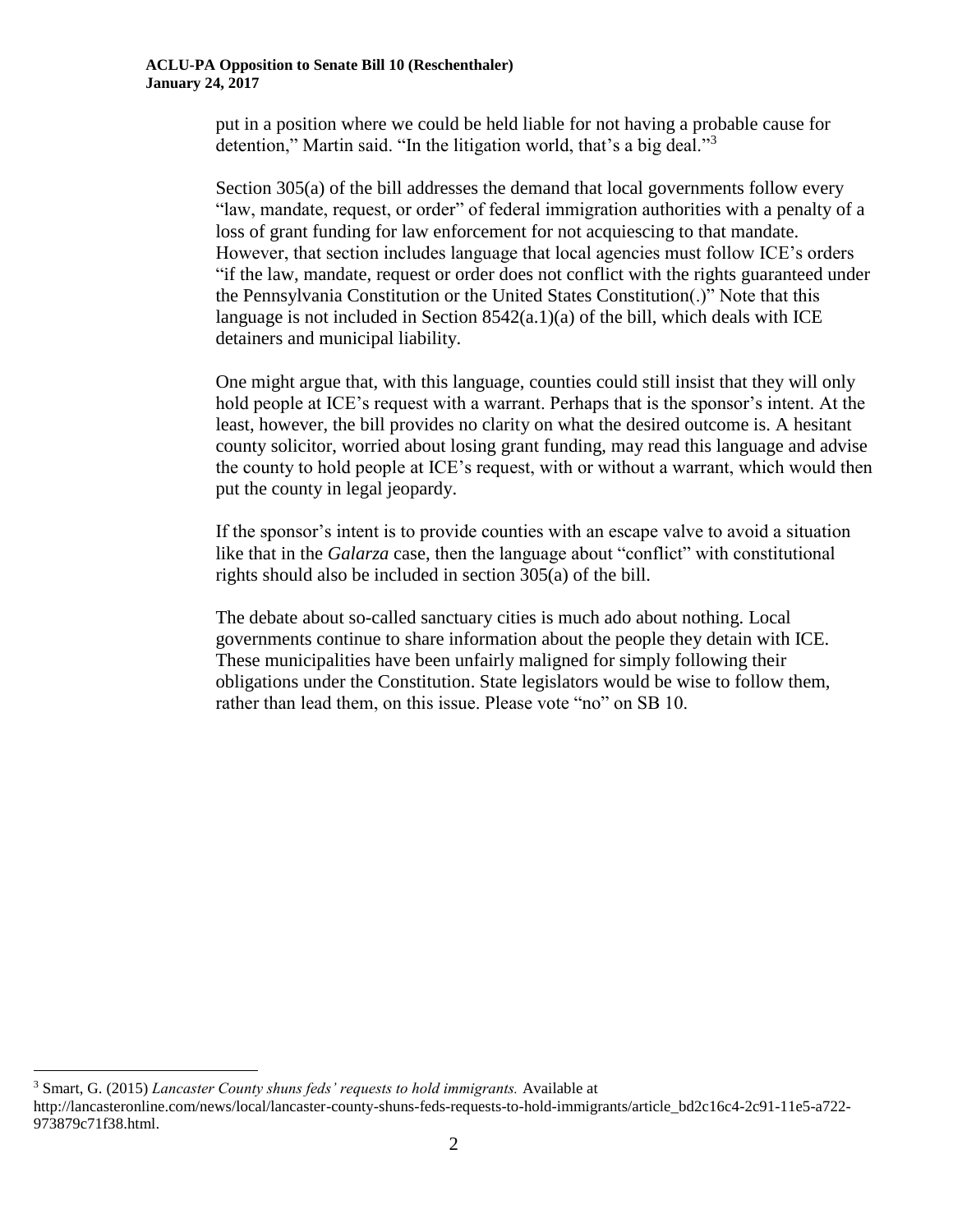put in a position where we could be held liable for not having a probable cause for detention," Martin said. "In the litigation world, that's a big deal."[3]

Section 305(a) of the bill addresses the demand that local governments follow every "law, mandate, request, or order" of federal immigration authorities with a penalty of a loss of grant funding for law enforcement for not acquiescing to that mandate. However, that section includes language that local agencies must follow ICE's orders "if the law, mandate, request or order does not conflict with the rights guaranteed under the Pennsylvania Constitution or the United States Constitution(.)" Note that this language is not included in Section 8542(a.1)(a) of the bill, which deals with ICE detainers and municipal liability.

One might argue that, with this language, counties could still insist that they will only hold people at ICE's request with a warrant. Perhaps that is the sponsor's intent. At the least, however, the bill provides no clarity on what the desired outcome is. A hesitant county solicitor, worried about losing grant funding, may read this language and advise the county to hold people at ICE's request, with or without a warrant, which would then put the county in legal jeopardy.

If the sponsor's intent is to provide counties with an escape valve to avoid a situation like that in the *Galarza* case, then the language about "conflict" with constitutional rights should also be included in section 305(a) of the bill.

The debate about so-called sanctuary cities is much ado about nothing. Local governments continue to share information about the people they detain with ICE. These municipalities have been unfairly maligned for simply following their obligations under the Constitution. State legislators would be wise to follow them, rather than lead them, on this issue. Please vote "no" on SB 10.

---

[3] Smart, G. (2015) *Lancaster County shuns feds' requests to hold immigrants.* Available at http://lancasteronline.com/news/local/lancaster-county-shuns-feds-requests-to-hold-immigrants/article_bd2c16c4-2c91-11e5-a722-973879c71f38.html.